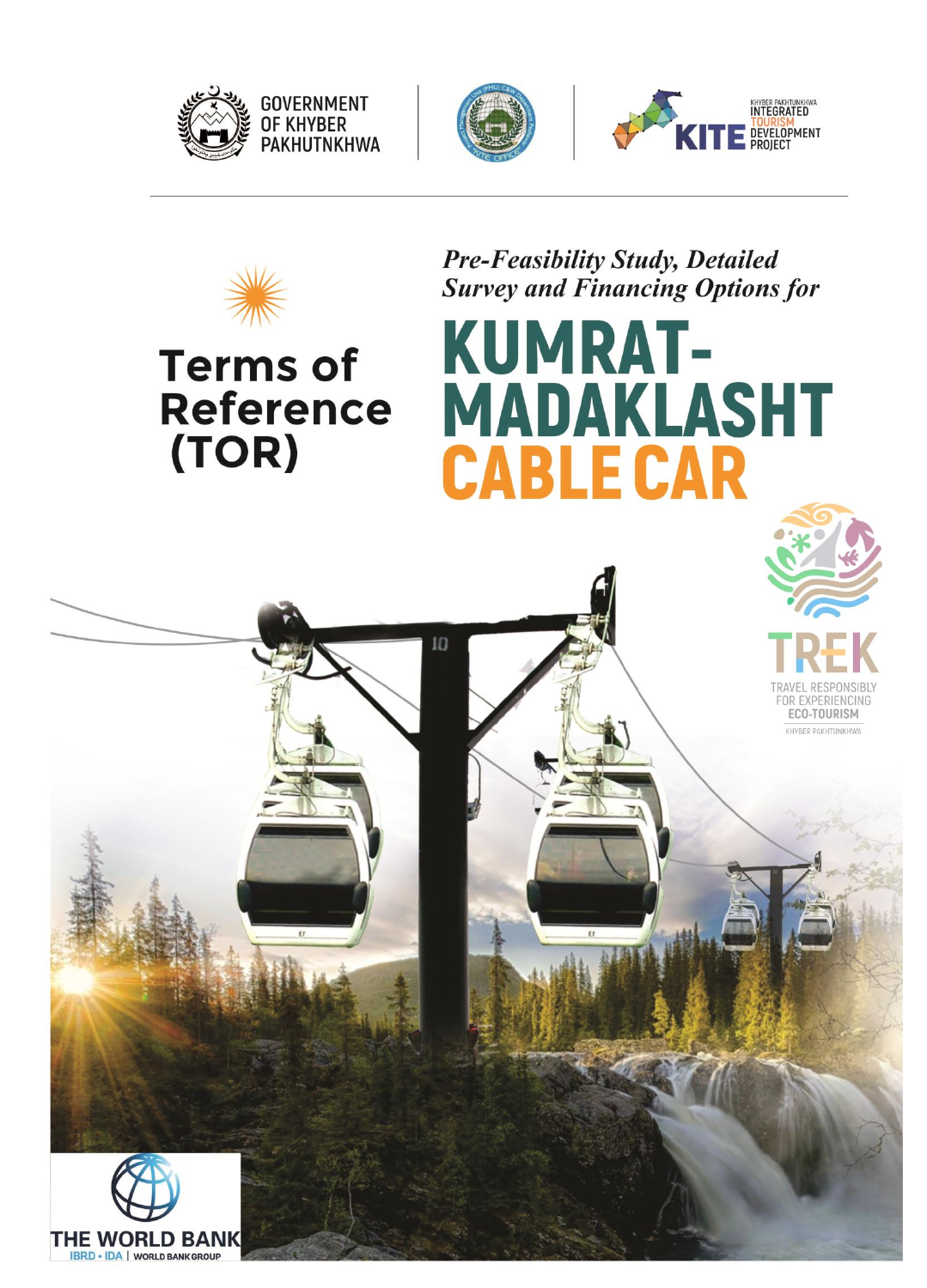GOVERNMENT OF KHYBER PAKHTUNKHWA

KHYBER PAKHTUNKHWA INTEGRATED TOURISM DEVELOPMENT PROJECT (KITE)

# Terms of Reference (TOR)

*Pre-Feasibility Study, Detailed Survey and Financing Options for*

# KUMRAT-MADAKLASHT CABLE CAR

TREK — TRAVEL RESPONSIBLY FOR EXPERIENCING ECO-TOURISM — KHYBER PAKHTUNKHWA

THE WORLD BANK
IBRD • IDA | WORLD BANK GROUP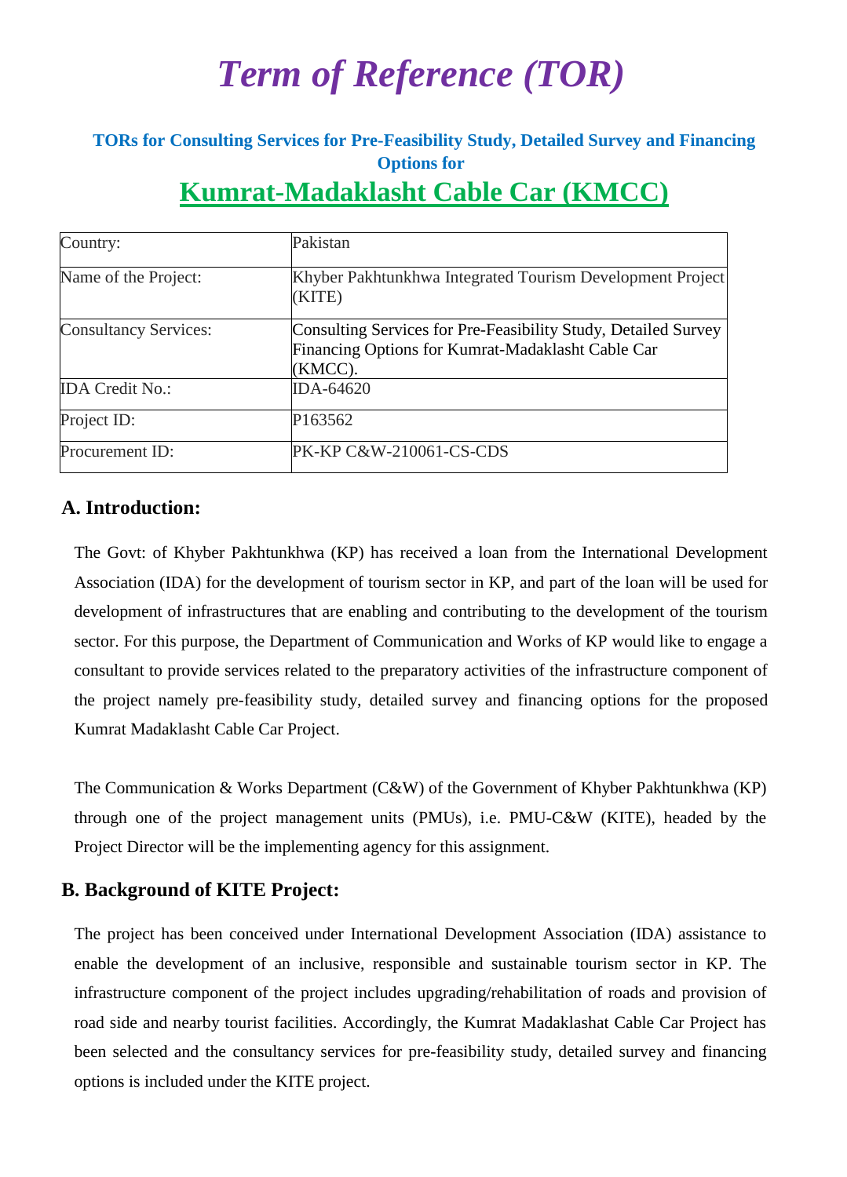# *Term of Reference (TOR)*

**TORs for Consulting Services for Pre-Feasibility Study, Detailed Survey and Financing Options for**

## Kumrat-Madaklasht Cable Car (KMCC)

| Country: | Pakistan |
|---|---|
| Name of the Project: | Khyber Pakhtunkhwa Integrated Tourism Development Project (KITE) |
| Consultancy Services: | Consulting Services for Pre-Feasibility Study, Detailed Survey Financing Options for Kumrat-Madaklasht Cable Car (KMCC). |
| IDA Credit No.: | IDA-64620 |
| Project ID: | P163562 |
| Procurement ID: | PK-KP C&W-210061-CS-CDS |

### A. Introduction:

The Govt: of Khyber Pakhtunkhwa (KP) has received a loan from the International Development Association (IDA) for the development of tourism sector in KP, and part of the loan will be used for development of infrastructures that are enabling and contributing to the development of the tourism sector. For this purpose, the Department of Communication and Works of KP would like to engage a consultant to provide services related to the preparatory activities of the infrastructure component of the project namely pre-feasibility study, detailed survey and financing options for the proposed Kumrat Madaklasht Cable Car Project.

The Communication & Works Department (C&W) of the Government of Khyber Pakhtunkhwa (KP) through one of the project management units (PMUs), i.e. PMU-C&W (KITE), headed by the Project Director will be the implementing agency for this assignment.

### B. Background of KITE Project:

The project has been conceived under International Development Association (IDA) assistance to enable the development of an inclusive, responsible and sustainable tourism sector in KP. The infrastructure component of the project includes upgrading/rehabilitation of roads and provision of road side and nearby tourist facilities. Accordingly, the Kumrat Madaklashat Cable Car Project has been selected and the consultancy services for pre-feasibility study, detailed survey and financing options is included under the KITE project.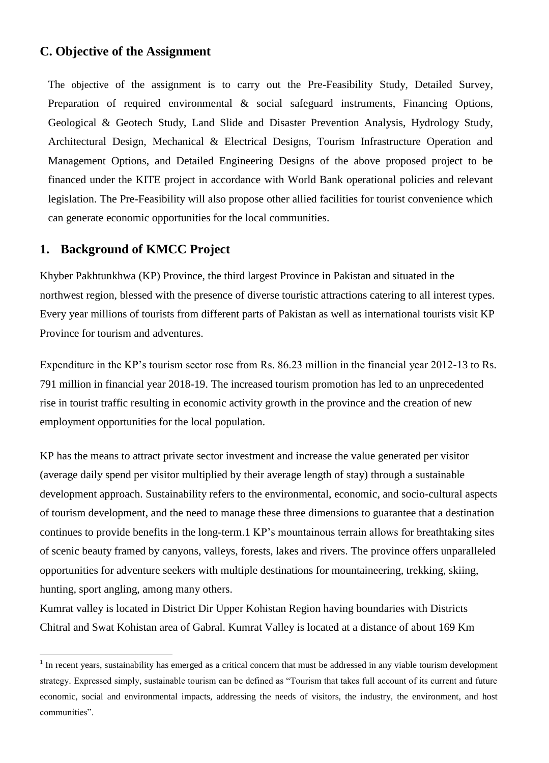## C. Objective of the Assignment

The objective of the assignment is to carry out the Pre-Feasibility Study, Detailed Survey, Preparation of required environmental & social safeguard instruments, Financing Options, Geological & Geotech Study, Land Slide and Disaster Prevention Analysis, Hydrology Study, Architectural Design, Mechanical & Electrical Designs, Tourism Infrastructure Operation and Management Options, and Detailed Engineering Designs of the above proposed project to be financed under the KITE project in accordance with World Bank operational policies and relevant legislation. The Pre-Feasibility will also propose other allied facilities for tourist convenience which can generate economic opportunities for the local communities.

## 1. Background of KMCC Project

Khyber Pakhtunkhwa (KP) Province, the third largest Province in Pakistan and situated in the northwest region, blessed with the presence of diverse touristic attractions catering to all interest types. Every year millions of tourists from different parts of Pakistan as well as international tourists visit KP Province for tourism and adventures.

Expenditure in the KP's tourism sector rose from Rs. 86.23 million in the financial year 2012-13 to Rs. 791 million in financial year 2018-19. The increased tourism promotion has led to an unprecedented rise in tourist traffic resulting in economic activity growth in the province and the creation of new employment opportunities for the local population.

KP has the means to attract private sector investment and increase the value generated per visitor (average daily spend per visitor multiplied by their average length of stay) through a sustainable development approach. Sustainability refers to the environmental, economic, and socio-cultural aspects of tourism development, and the need to manage these three dimensions to guarantee that a destination continues to provide benefits in the long-term.[1] KP's mountainous terrain allows for breathtaking sites of scenic beauty framed by canyons, valleys, forests, lakes and rivers. The province offers unparalleled opportunities for adventure seekers with multiple destinations for mountaineering, trekking, skiing, hunting, sport angling, among many others.

Kumrat valley is located in District Dir Upper Kohistan Region having boundaries with Districts Chitral and Swat Kohistan area of Gabral. Kumrat Valley is located at a distance of about 169 Km

[1] In recent years, sustainability has emerged as a critical concern that must be addressed in any viable tourism development strategy. Expressed simply, sustainable tourism can be defined as "Tourism that takes full account of its current and future economic, social and environmental impacts, addressing the needs of visitors, the industry, the environment, and host communities".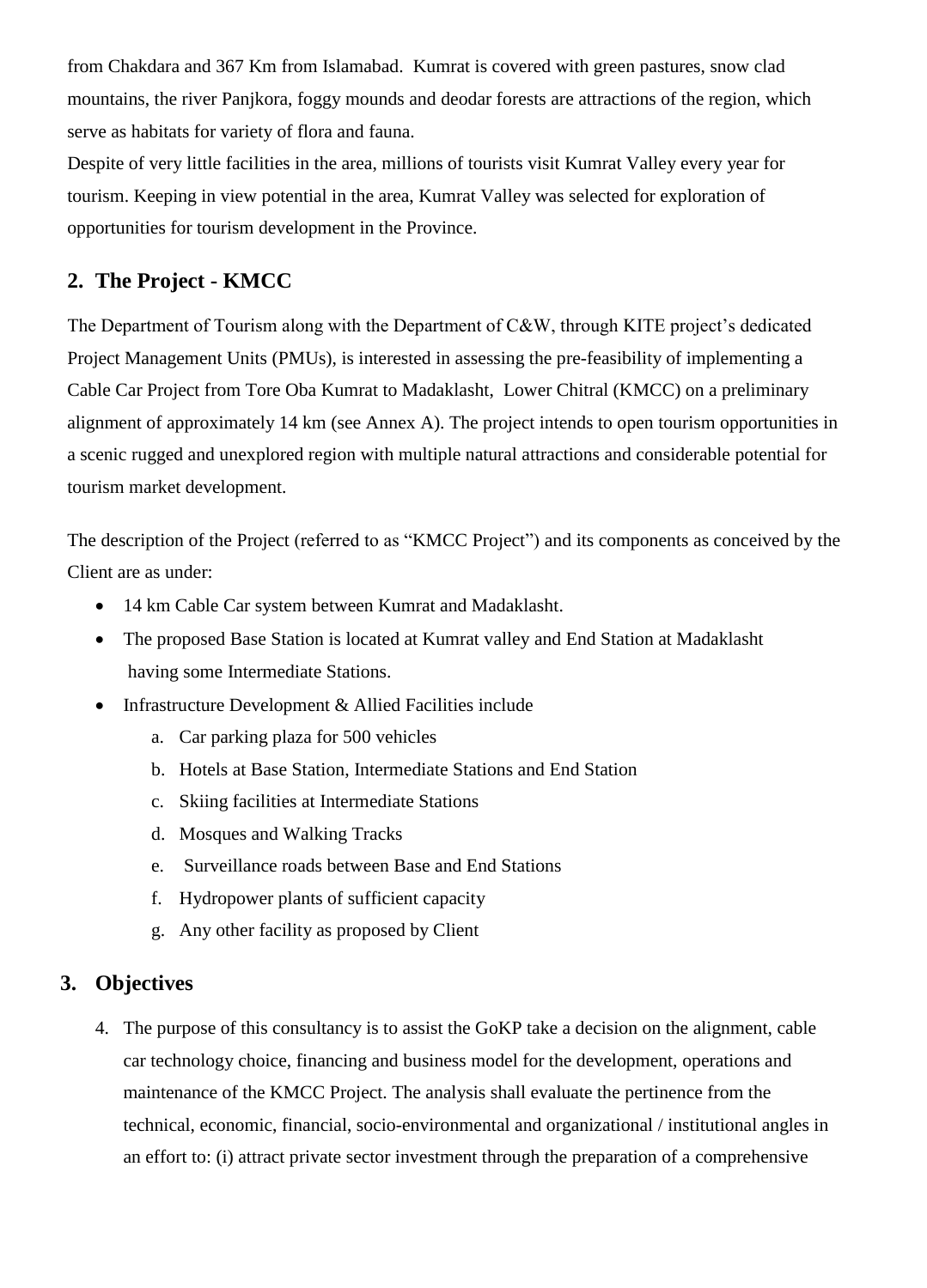from Chakdara and 367 Km from Islamabad. Kumrat is covered with green pastures, snow clad mountains, the river Panjkora, foggy mounds and deodar forests are attractions of the region, which serve as habitats for variety of flora and fauna.

Despite of very little facilities in the area, millions of tourists visit Kumrat Valley every year for tourism. Keeping in view potential in the area, Kumrat Valley was selected for exploration of opportunities for tourism development in the Province.

## 2. The Project - KMCC

The Department of Tourism along with the Department of C&W, through KITE project's dedicated Project Management Units (PMUs), is interested in assessing the pre-feasibility of implementing a Cable Car Project from Tore Oba Kumrat to Madaklasht, Lower Chitral (KMCC) on a preliminary alignment of approximately 14 km (see Annex A). The project intends to open tourism opportunities in a scenic rugged and unexplored region with multiple natural attractions and considerable potential for tourism market development.

The description of the Project (referred to as "KMCC Project") and its components as conceived by the Client are as under:

- 14 km Cable Car system between Kumrat and Madaklasht.
- The proposed Base Station is located at Kumrat valley and End Station at Madaklasht having some Intermediate Stations.
- Infrastructure Development & Allied Facilities include
  a. Car parking plaza for 500 vehicles
  b. Hotels at Base Station, Intermediate Stations and End Station
  c. Skiing facilities at Intermediate Stations
  d. Mosques and Walking Tracks
  e. Surveillance roads between Base and End Stations
  f. Hydropower plants of sufficient capacity
  g. Any other facility as proposed by Client

## 3. Objectives

4. The purpose of this consultancy is to assist the GoKP take a decision on the alignment, cable car technology choice, financing and business model for the development, operations and maintenance of the KMCC Project. The analysis shall evaluate the pertinence from the technical, economic, financial, socio-environmental and organizational / institutional angles in an effort to: (i) attract private sector investment through the preparation of a comprehensive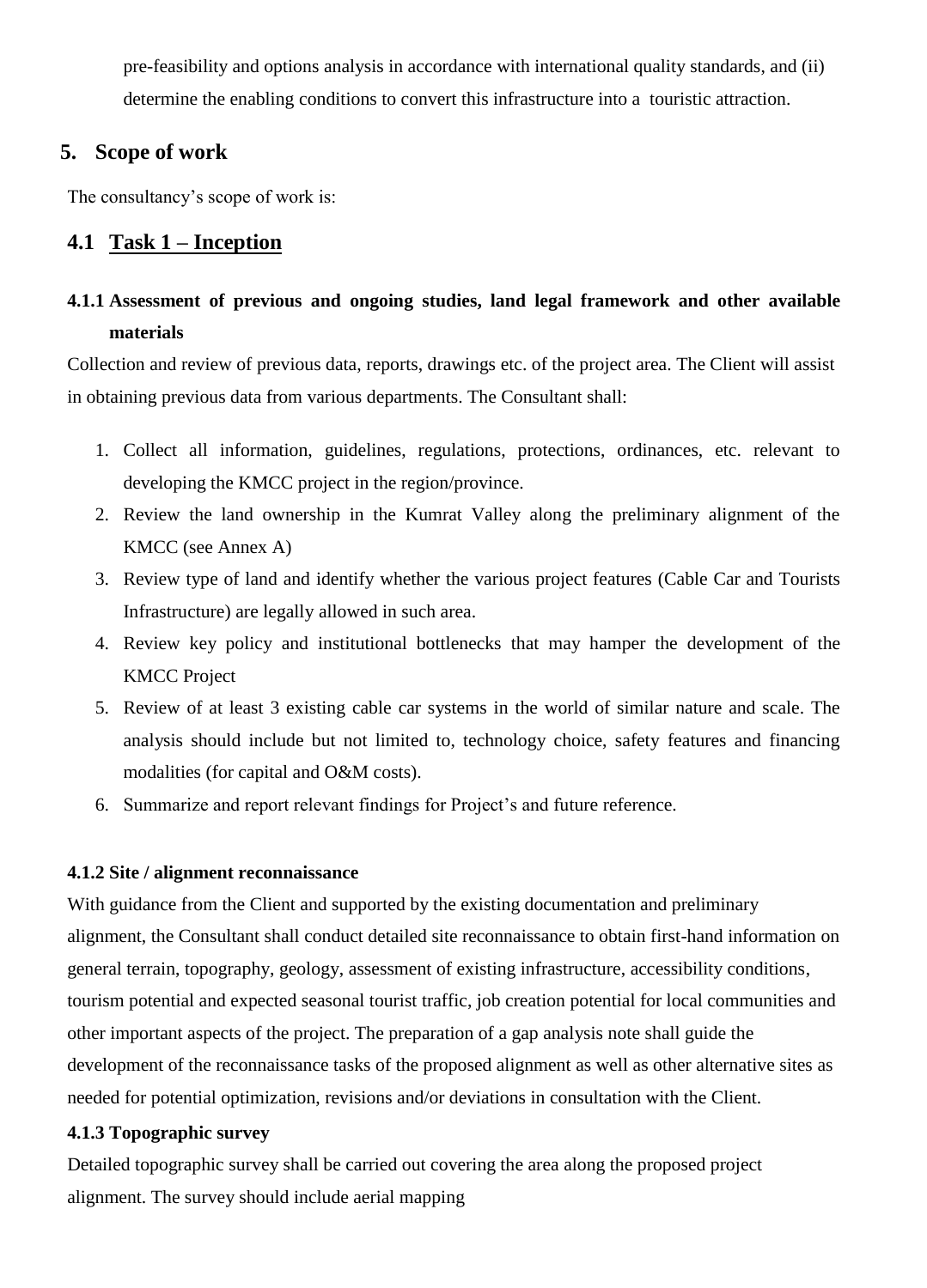pre-feasibility and options analysis in accordance with international quality standards, and (ii) determine the enabling conditions to convert this infrastructure into a touristic attraction.

## 5. Scope of work

The consultancy's scope of work is:

### 4.1 Task 1 – Inception

#### 4.1.1 Assessment of previous and ongoing studies, land legal framework and other available materials

Collection and review of previous data, reports, drawings etc. of the project area. The Client will assist in obtaining previous data from various departments. The Consultant shall:

1. Collect all information, guidelines, regulations, protections, ordinances, etc. relevant to developing the KMCC project in the region/province.
2. Review the land ownership in the Kumrat Valley along the preliminary alignment of the KMCC (see Annex A)
3. Review type of land and identify whether the various project features (Cable Car and Tourists Infrastructure) are legally allowed in such area.
4. Review key policy and institutional bottlenecks that may hamper the development of the KMCC Project
5. Review of at least 3 existing cable car systems in the world of similar nature and scale. The analysis should include but not limited to, technology choice, safety features and financing modalities (for capital and O&M costs).
6. Summarize and report relevant findings for Project's and future reference.

#### 4.1.2 Site / alignment reconnaissance

With guidance from the Client and supported by the existing documentation and preliminary alignment, the Consultant shall conduct detailed site reconnaissance to obtain first-hand information on general terrain, topography, geology, assessment of existing infrastructure, accessibility conditions, tourism potential and expected seasonal tourist traffic, job creation potential for local communities and other important aspects of the project. The preparation of a gap analysis note shall guide the development of the reconnaissance tasks of the proposed alignment as well as other alternative sites as needed for potential optimization, revisions and/or deviations in consultation with the Client.

#### 4.1.3 Topographic survey

Detailed topographic survey shall be carried out covering the area along the proposed project alignment. The survey should include aerial mapping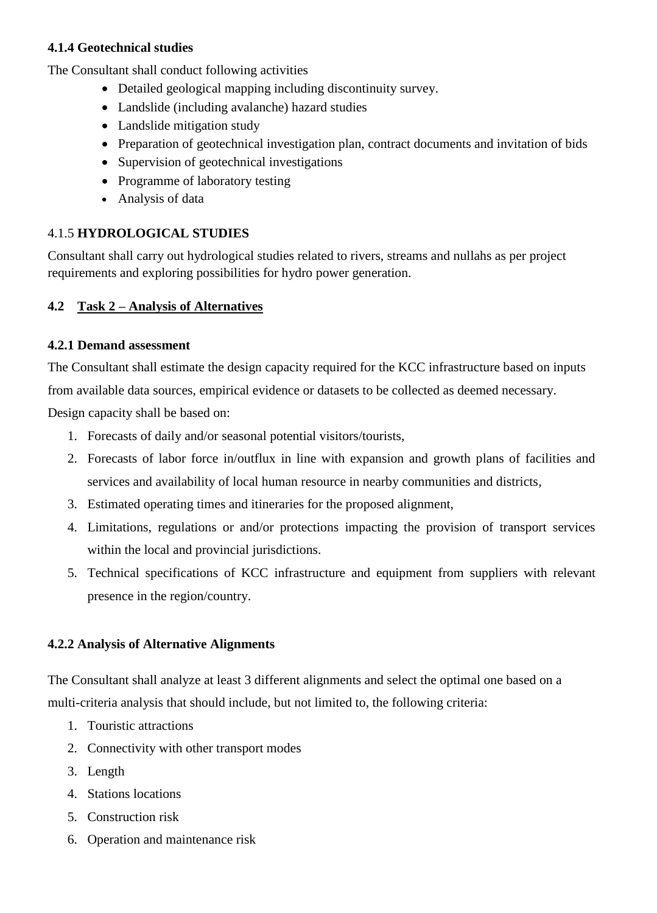#### 4.1.4 Geotechnical studies

The Consultant shall conduct following activities

- Detailed geological mapping including discontinuity survey.
- Landslide (including avalanche) hazard studies
- Landslide mitigation study
- Preparation of geotechnical investigation plan, contract documents and invitation of bids
- Supervision of geotechnical investigations
- Programme of laboratory testing
- Analysis of data

#### 4.1.5 **HYDROLOGICAL STUDIES**

Consultant shall carry out hydrological studies related to rivers, streams and nullahs as per project requirements and exploring possibilities for hydro power generation.

### 4.2 <u>Task 2 – Analysis of Alternatives</u>

#### 4.2.1 Demand assessment

The Consultant shall estimate the design capacity required for the KCC infrastructure based on inputs from available data sources, empirical evidence or datasets to be collected as deemed necessary. Design capacity shall be based on:

1. Forecasts of daily and/or seasonal potential visitors/tourists,
2. Forecasts of labor force in/outflux in line with expansion and growth plans of facilities and services and availability of local human resource in nearby communities and districts,
3. Estimated operating times and itineraries for the proposed alignment,
4. Limitations, regulations or and/or protections impacting the provision of transport services within the local and provincial jurisdictions.
5. Technical specifications of KCC infrastructure and equipment from suppliers with relevant presence in the region/country.

#### 4.2.2 Analysis of Alternative Alignments

The Consultant shall analyze at least 3 different alignments and select the optimal one based on a multi-criteria analysis that should include, but not limited to, the following criteria:

1. Touristic attractions
2. Connectivity with other transport modes
3. Length
4. Stations locations
5. Construction risk
6. Operation and maintenance risk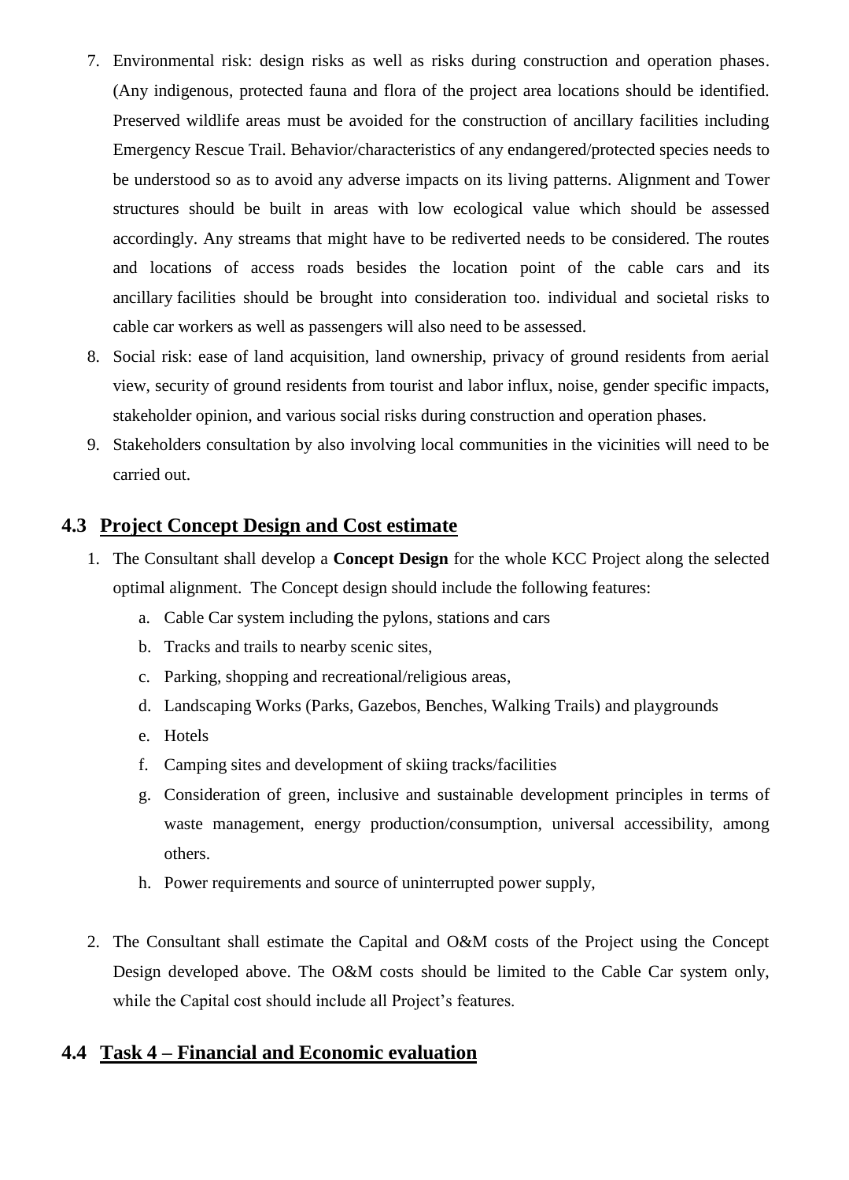7. Environmental risk: design risks as well as risks during construction and operation phases. (Any indigenous, protected fauna and flora of the project area locations should be identified. Preserved wildlife areas must be avoided for the construction of ancillary facilities including Emergency Rescue Trail. Behavior/characteristics of any endangered/protected species needs to be understood so as to avoid any adverse impacts on its living patterns. Alignment and Tower structures should be built in areas with low ecological value which should be assessed accordingly. Any streams that might have to be rediverted needs to be considered. The routes and locations of access roads besides the location point of the cable cars and its ancillary facilities should be brought into consideration too. individual and societal risks to cable car workers as well as passengers will also need to be assessed.
8. Social risk: ease of land acquisition, land ownership, privacy of ground residents from aerial view, security of ground residents from tourist and labor influx, noise, gender specific impacts, stakeholder opinion, and various social risks during construction and operation phases.
9. Stakeholders consultation by also involving local communities in the vicinities will need to be carried out.

## 4.3 Project Concept Design and Cost estimate

1. The Consultant shall develop a **Concept Design** for the whole KCC Project along the selected optimal alignment. The Concept design should include the following features:
   a. Cable Car system including the pylons, stations and cars
   b. Tracks and trails to nearby scenic sites,
   c. Parking, shopping and recreational/religious areas,
   d. Landscaping Works (Parks, Gazebos, Benches, Walking Trails) and playgrounds
   e. Hotels
   f. Camping sites and development of skiing tracks/facilities
   g. Consideration of green, inclusive and sustainable development principles in terms of waste management, energy production/consumption, universal accessibility, among others.
   h. Power requirements and source of uninterrupted power supply,

2. The Consultant shall estimate the Capital and O&M costs of the Project using the Concept Design developed above. The O&M costs should be limited to the Cable Car system only, while the Capital cost should include all Project's features.

## 4.4 Task 4 – Financial and Economic evaluation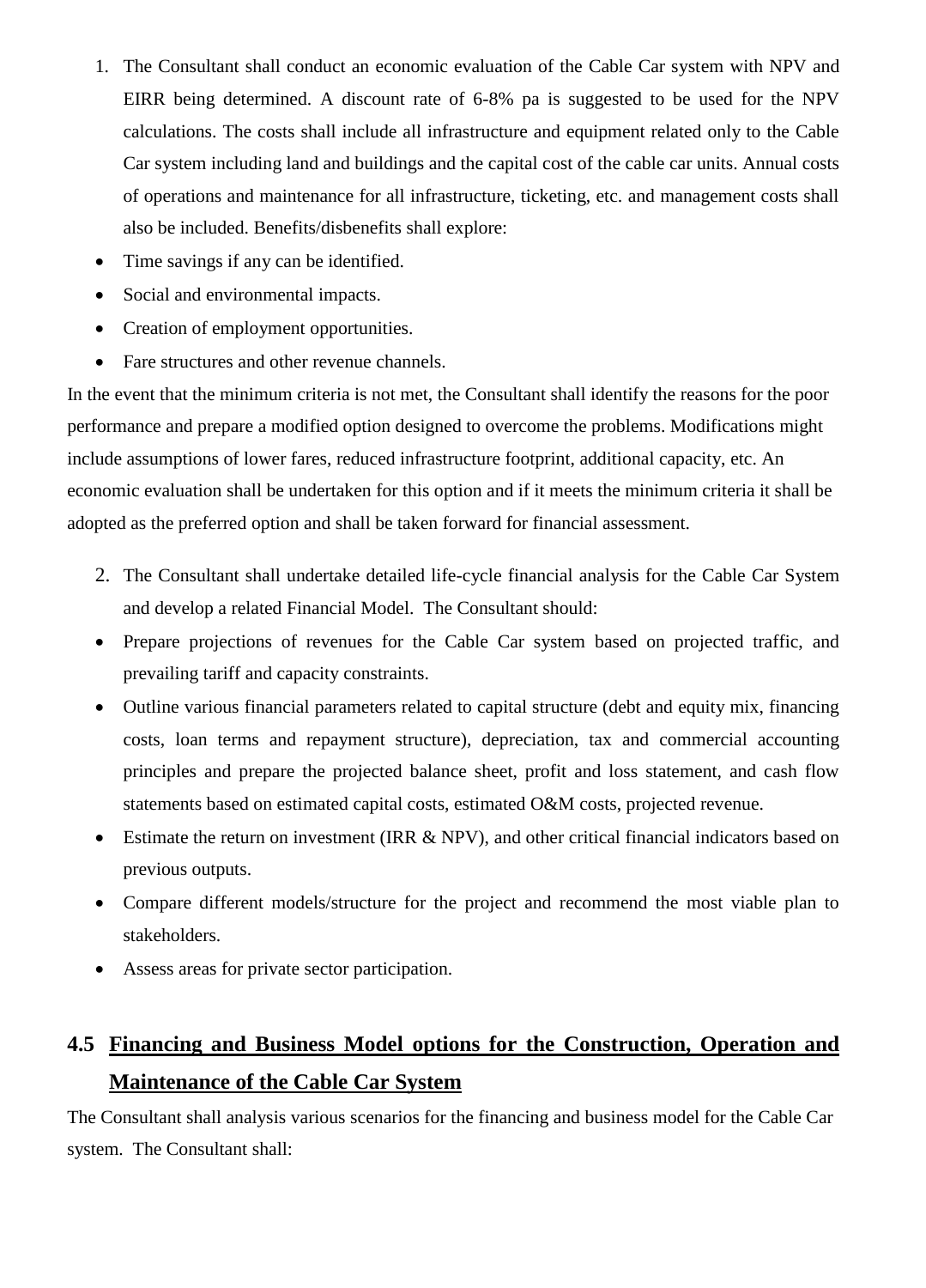1. The Consultant shall conduct an economic evaluation of the Cable Car system with NPV and EIRR being determined. A discount rate of 6-8% pa is suggested to be used for the NPV calculations. The costs shall include all infrastructure and equipment related only to the Cable Car system including land and buildings and the capital cost of the cable car units. Annual costs of operations and maintenance for all infrastructure, ticketing, etc. and management costs shall also be included. Benefits/disbenefits shall explore:

- Time savings if any can be identified.
- Social and environmental impacts.
- Creation of employment opportunities.
- Fare structures and other revenue channels.

In the event that the minimum criteria is not met, the Consultant shall identify the reasons for the poor performance and prepare a modified option designed to overcome the problems. Modifications might include assumptions of lower fares, reduced infrastructure footprint, additional capacity, etc. An economic evaluation shall be undertaken for this option and if it meets the minimum criteria it shall be adopted as the preferred option and shall be taken forward for financial assessment.

2. The Consultant shall undertake detailed life-cycle financial analysis for the Cable Car System and develop a related Financial Model. The Consultant should:

- Prepare projections of revenues for the Cable Car system based on projected traffic, and prevailing tariff and capacity constraints.
- Outline various financial parameters related to capital structure (debt and equity mix, financing costs, loan terms and repayment structure), depreciation, tax and commercial accounting principles and prepare the projected balance sheet, profit and loss statement, and cash flow statements based on estimated capital costs, estimated O&M costs, projected revenue.
- Estimate the return on investment (IRR & NPV), and other critical financial indicators based on previous outputs.
- Compare different models/structure for the project and recommend the most viable plan to stakeholders.
- Assess areas for private sector participation.

## 4.5 Financing and Business Model options for the Construction, Operation and Maintenance of the Cable Car System

The Consultant shall analysis various scenarios for the financing and business model for the Cable Car system. The Consultant shall: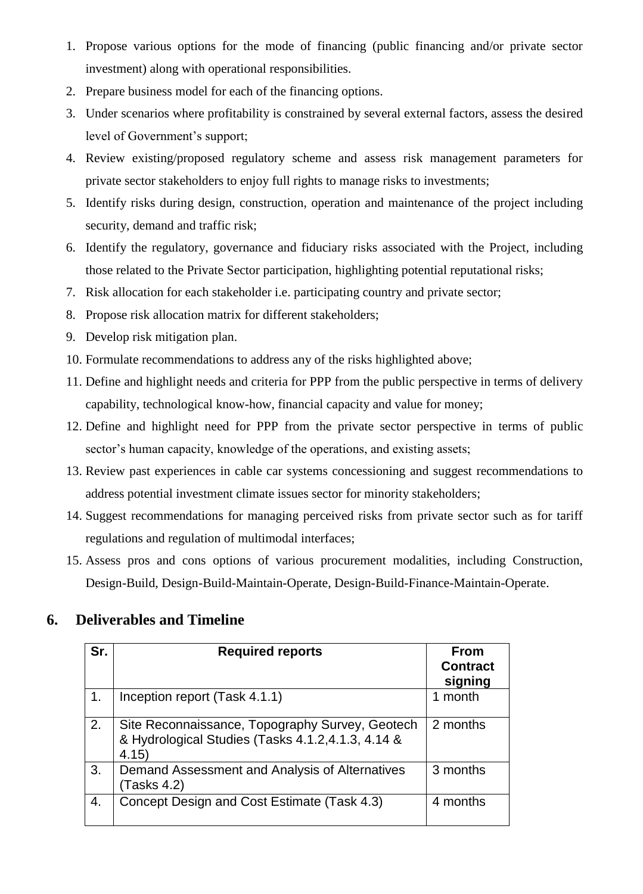1. Propose various options for the mode of financing (public financing and/or private sector investment) along with operational responsibilities.
2. Prepare business model for each of the financing options.
3. Under scenarios where profitability is constrained by several external factors, assess the desired level of Government's support;
4. Review existing/proposed regulatory scheme and assess risk management parameters for private sector stakeholders to enjoy full rights to manage risks to investments;
5. Identify risks during design, construction, operation and maintenance of the project including security, demand and traffic risk;
6. Identify the regulatory, governance and fiduciary risks associated with the Project, including those related to the Private Sector participation, highlighting potential reputational risks;
7. Risk allocation for each stakeholder i.e. participating country and private sector;
8. Propose risk allocation matrix for different stakeholders;
9. Develop risk mitigation plan.
10. Formulate recommendations to address any of the risks highlighted above;
11. Define and highlight needs and criteria for PPP from the public perspective in terms of delivery capability, technological know-how, financial capacity and value for money;
12. Define and highlight need for PPP from the private sector perspective in terms of public sector's human capacity, knowledge of the operations, and existing assets;
13. Review past experiences in cable car systems concessioning and suggest recommendations to address potential investment climate issues sector for minority stakeholders;
14. Suggest recommendations for managing perceived risks from private sector such as for tariff regulations and regulation of multimodal interfaces;
15. Assess pros and cons options of various procurement modalities, including Construction, Design-Build, Design-Build-Maintain-Operate, Design-Build-Finance-Maintain-Operate.

## 6. Deliverables and Timeline

| Sr. | Required reports | From Contract signing |
|---|---|---|
| 1. | Inception report (Task 4.1.1) | 1 month |
| 2. | Site Reconnaissance, Topography Survey, Geotech & Hydrological Studies (Tasks 4.1.2,4.1.3, 4.14 & 4.15) | 2 months |
| 3. | Demand Assessment and Analysis of Alternatives (Tasks 4.2) | 3 months |
| 4. | Concept Design and Cost Estimate (Task 4.3) | 4 months |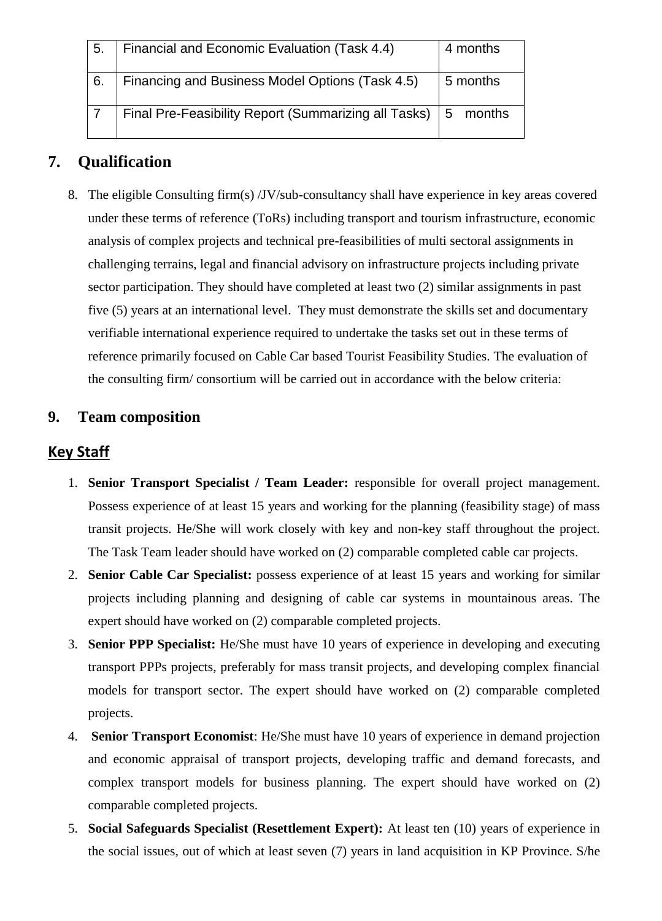| 5. | Financial and Economic Evaluation (Task 4.4) | 4 months |
|---|---|---|
| 6. | Financing and Business Model Options (Task 4.5) | 5 months |
| 7 | Final Pre-Feasibility Report (Summarizing all Tasks) | 5 months |

## 7. Qualification

8. The eligible Consulting firm(s) /JV/sub-consultancy shall have experience in key areas covered under these terms of reference (ToRs) including transport and tourism infrastructure, economic analysis of complex projects and technical pre-feasibilities of multi sectoral assignments in challenging terrains, legal and financial advisory on infrastructure projects including private sector participation. They should have completed at least two (2) similar assignments in past five (5) years at an international level. They must demonstrate the skills set and documentary verifiable international experience required to undertake the tasks set out in these terms of reference primarily focused on Cable Car based Tourist Feasibility Studies. The evaluation of the consulting firm/ consortium will be carried out in accordance with the below criteria:

## 9. Team composition

### Key Staff

1. **Senior Transport Specialist / Team Leader:** responsible for overall project management. Possess experience of at least 15 years and working for the planning (feasibility stage) of mass transit projects. He/She will work closely with key and non-key staff throughout the project. The Task Team leader should have worked on (2) comparable completed cable car projects.
2. **Senior Cable Car Specialist:** possess experience of at least 15 years and working for similar projects including planning and designing of cable car systems in mountainous areas. The expert should have worked on (2) comparable completed projects.
3. **Senior PPP Specialist:** He/She must have 10 years of experience in developing and executing transport PPPs projects, preferably for mass transit projects, and developing complex financial models for transport sector. The expert should have worked on (2) comparable completed projects.
4. **Senior Transport Economist**: He/She must have 10 years of experience in demand projection and economic appraisal of transport projects, developing traffic and demand forecasts, and complex transport models for business planning. The expert should have worked on (2) comparable completed projects.
5. **Social Safeguards Specialist (Resettlement Expert):** At least ten (10) years of experience in the social issues, out of which at least seven (7) years in land acquisition in KP Province. S/he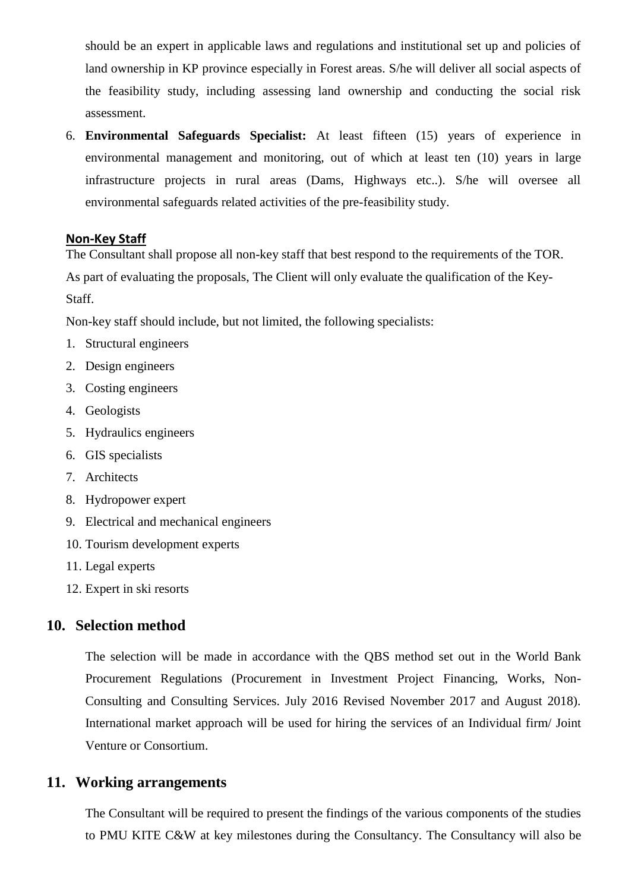should be an expert in applicable laws and regulations and institutional set up and policies of land ownership in KP province especially in Forest areas. S/he will deliver all social aspects of the feasibility study, including assessing land ownership and conducting the social risk assessment.

6. **Environmental Safeguards Specialist:** At least fifteen (15) years of experience in environmental management and monitoring, out of which at least ten (10) years in large infrastructure projects in rural areas (Dams, Highways etc..). S/he will oversee all environmental safeguards related activities of the pre-feasibility study.

**Non-Key Staff**

The Consultant shall propose all non-key staff that best respond to the requirements of the TOR. As part of evaluating the proposals, The Client will only evaluate the qualification of the Key-Staff.

Non-key staff should include, but not limited, the following specialists:

1. Structural engineers
2. Design engineers
3. Costing engineers
4. Geologists
5. Hydraulics engineers
6. GIS specialists
7. Architects
8. Hydropower expert
9. Electrical and mechanical engineers
10. Tourism development experts
11. Legal experts
12. Expert in ski resorts

## 10. Selection method

The selection will be made in accordance with the QBS method set out in the World Bank Procurement Regulations (Procurement in Investment Project Financing, Works, Non-Consulting and Consulting Services. July 2016 Revised November 2017 and August 2018). International market approach will be used for hiring the services of an Individual firm/ Joint Venture or Consortium.

## 11. Working arrangements

The Consultant will be required to present the findings of the various components of the studies to PMU KITE C&W at key milestones during the Consultancy. The Consultancy will also be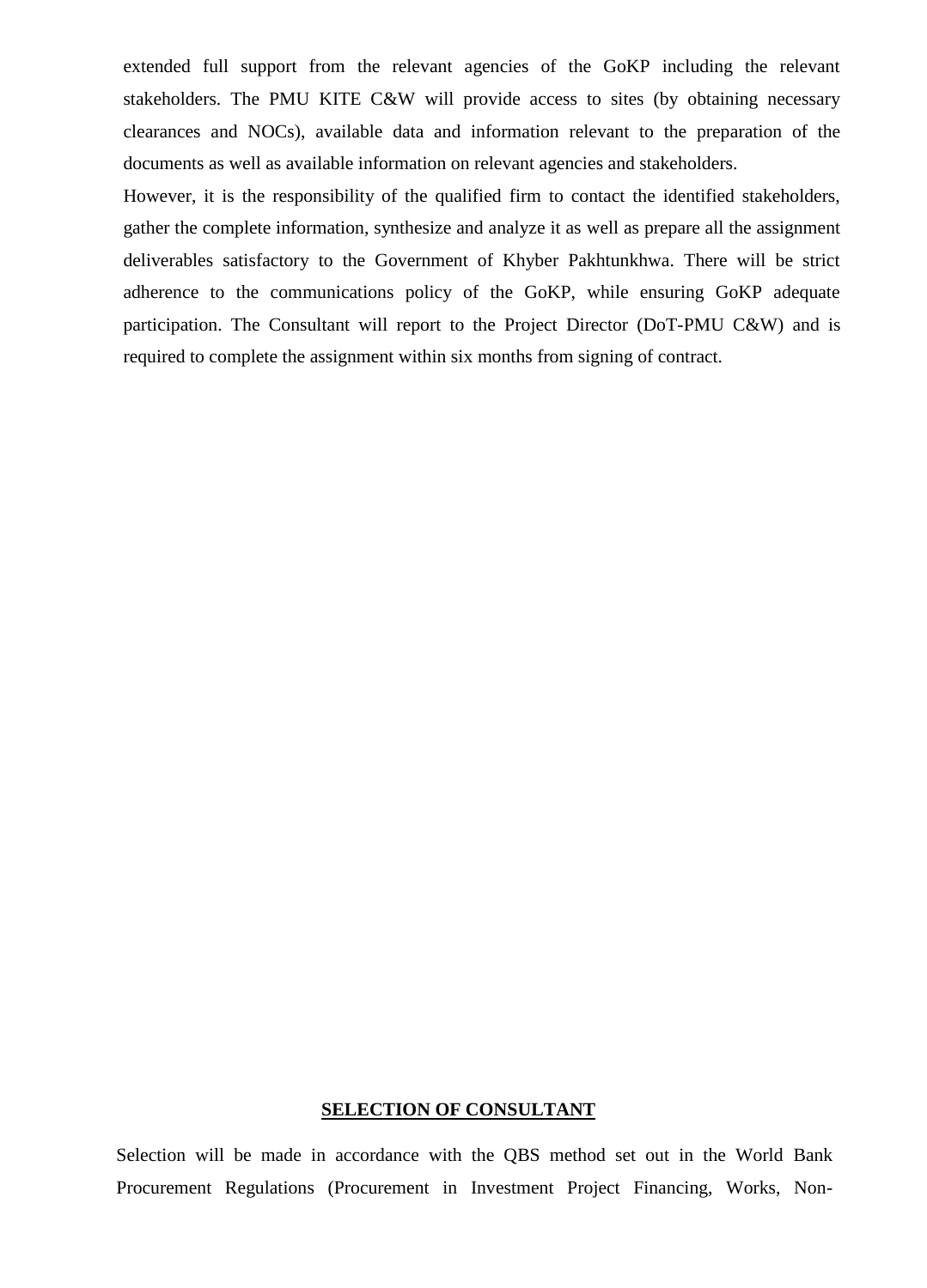extended full support from the relevant agencies of the GoKP including the relevant stakeholders. The PMU KITE C&W will provide access to sites (by obtaining necessary clearances and NOCs), available data and information relevant to the preparation of the documents as well as available information on relevant agencies and stakeholders.

However, it is the responsibility of the qualified firm to contact the identified stakeholders, gather the complete information, synthesize and analyze it as well as prepare all the assignment deliverables satisfactory to the Government of Khyber Pakhtunkhwa. There will be strict adherence to the communications policy of the GoKP, while ensuring GoKP adequate participation. The Consultant will report to the Project Director (DoT-PMU C&W) and is required to complete the assignment within six months from signing of contract.

## SELECTION OF CONSULTANT

Selection will be made in accordance with the QBS method set out in the World Bank Procurement Regulations (Procurement in Investment Project Financing, Works, Non-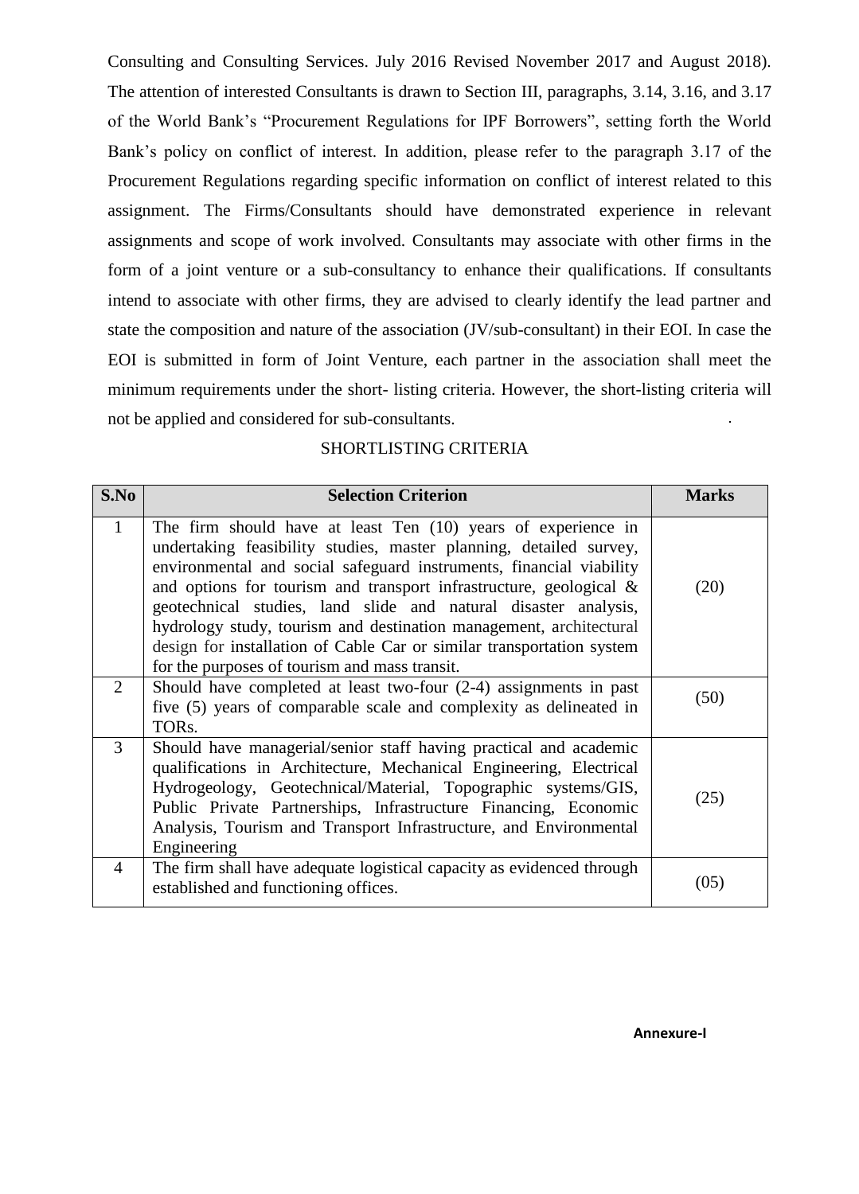Consulting and Consulting Services. July 2016 Revised November 2017 and August 2018). The attention of interested Consultants is drawn to Section III, paragraphs, 3.14, 3.16, and 3.17 of the World Bank's "Procurement Regulations for IPF Borrowers", setting forth the World Bank's policy on conflict of interest. In addition, please refer to the paragraph 3.17 of the Procurement Regulations regarding specific information on conflict of interest related to this assignment. The Firms/Consultants should have demonstrated experience in relevant assignments and scope of work involved. Consultants may associate with other firms in the form of a joint venture or a sub-consultancy to enhance their qualifications. If consultants intend to associate with other firms, they are advised to clearly identify the lead partner and state the composition and nature of the association (JV/sub-consultant) in their EOI. In case the EOI is submitted in form of Joint Venture, each partner in the association shall meet the minimum requirements under the short- listing criteria. However, the short-listing criteria will not be applied and considered for sub-consultants.

SHORTLISTING CRITERIA

| S.No | Selection Criterion | Marks |
|---|---|---|
| 1 | The firm should have at least Ten (10) years of experience in undertaking feasibility studies, master planning, detailed survey, environmental and social safeguard instruments, financial viability and options for tourism and transport infrastructure, geological & geotechnical studies, land slide and natural disaster analysis, hydrology study, tourism and destination management, architectural design for installation of Cable Car or similar transportation system for the purposes of tourism and mass transit. | (20) |
| 2 | Should have completed at least two-four (2-4) assignments in past five (5) years of comparable scale and complexity as delineated in TORs. | (50) |
| 3 | Should have managerial/senior staff having practical and academic qualifications in Architecture, Mechanical Engineering, Electrical Hydrogeology, Geotechnical/Material, Topographic systems/GIS, Public Private Partnerships, Infrastructure Financing, Economic Analysis, Tourism and Transport Infrastructure, and Environmental Engineering | (25) |
| 4 | The firm shall have adequate logistical capacity as evidenced through established and functioning offices. | (05) |

**Annexure-I**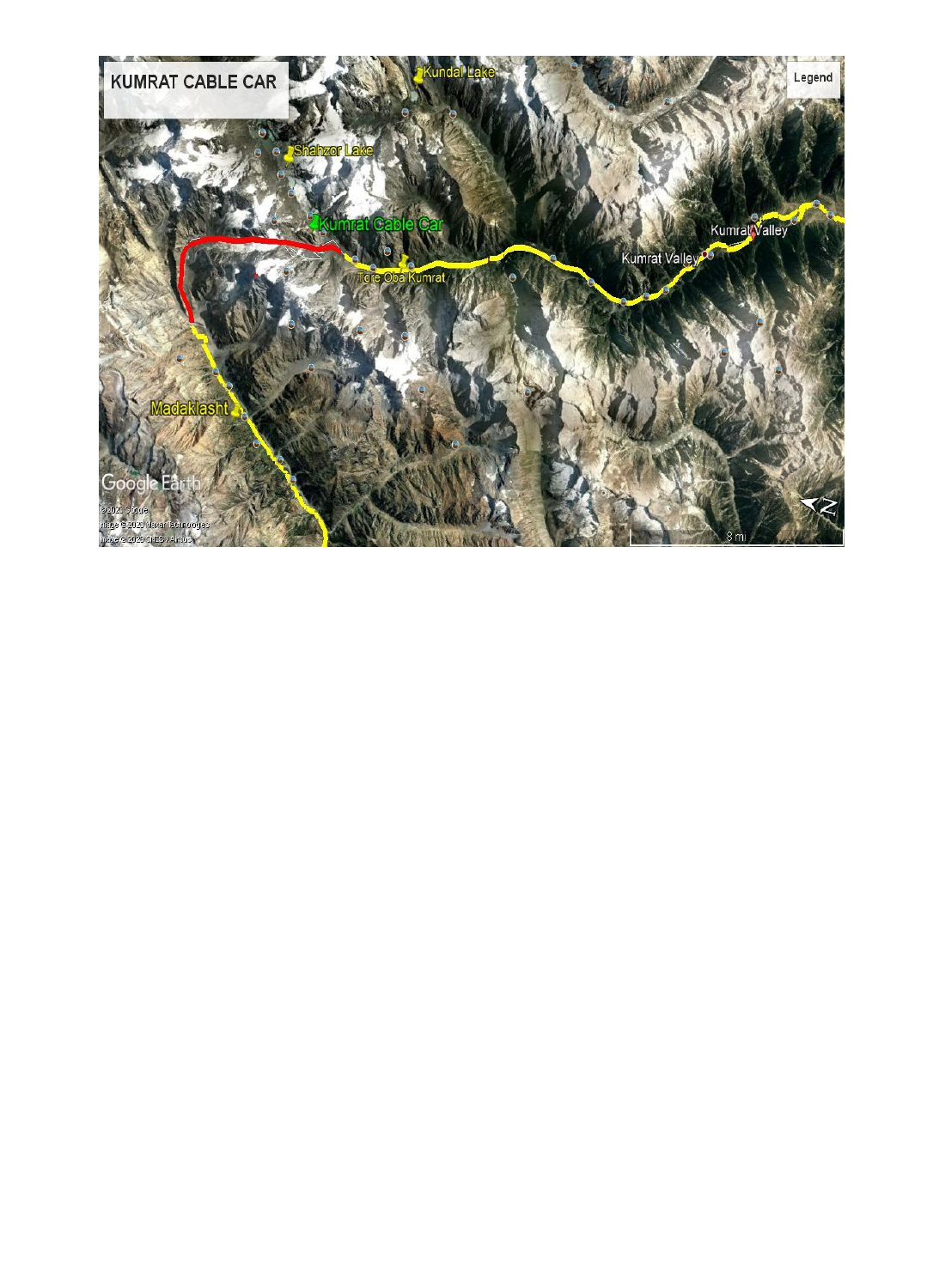KUMRAT CABLE CAR

Legend

Kundal Lake

Shahzor Lake

Kumrat Cable Car

Tore Oba Kumrat

Kumrat Valley

Kumrat Valley

Madaklasht

Google Earth

©2020 Google

Image © 2020 Maxar Technologies

Image © 2020 CNES / Airbus

8 mi

N